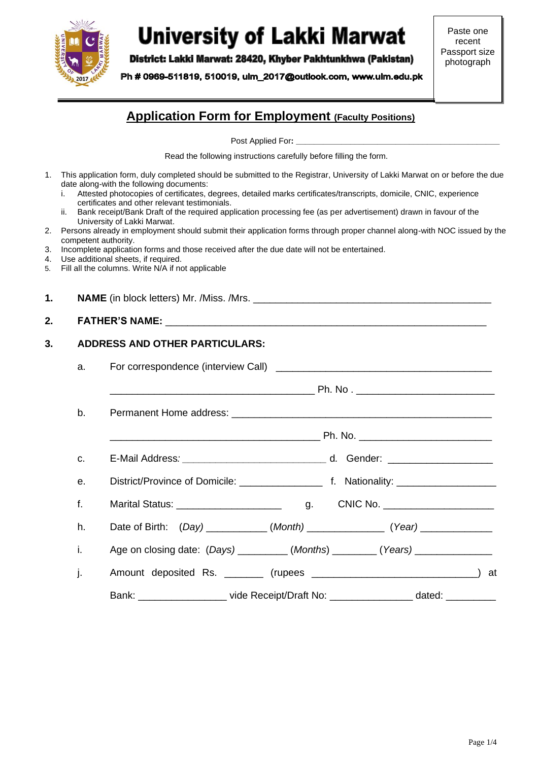# University of Lakki Marwat

**District: Lakki Marwat: 28420, Khyber Pakhtunkhwa (Pakistan)**

**Ph # 0969-511819, 510019, ulm_2017@outlook.com, www.ulm.edu.pk**

Paste one recent Passport size photograph

## Application Form for Employment (Faculty Positions)

Post Applied For: ____________________________________________

Read the following instructions carefully before filling the form.

1. This application form, duly completed should be submitted to the Registrar, University of Lakki Marwat on or before the due date along-with the following documents:
   i. Attested photocopies of certificates, degrees, detailed marks certificates/transcripts, domicile, CNIC, experience certificates and other relevant testimonials.
   ii. Bank receipt/Bank Draft of the required application processing fee (as per advertisement) drawn in favour of the University of Lakki Marwat.
2. Persons already in employment should submit their application forms through proper channel along-with NOC issued by the competent authority.
3. Incomplete application forms and those received after the due date will not be entertained.
4. Use additional sheets, if required.
5. Fill all the columns. Write N/A if not applicable

**1. NAME** (in block letters) Mr. /Miss. /Mrs. ____________________________________________

**2. FATHER'S NAME:** ____________________________________________________________

**3. ADDRESS AND OTHER PARTICULARS:**

a. For correspondence (interview Call) ________________________________________

_____________________________________ Ph. No . ________________________

b. Permanent Home address: _______________________________________________

_____________________________________ Ph. No. ________________________

c. E-Mail Address: ___________________________ d. Gender: ___________________

e. District/Province of Domicile: _______________ f. Nationality: __________________

f. Marital Status: ___________________ g. CNIC No. ____________________

h. Date of Birth: (*Day*) ___________ (*Month*) ______________ (*Year*) _____________

i. Age on closing date: (*Days*) _________ (*Months*) ________ (*Years*) ______________

j. Amount deposited Rs. _______ (rupees _____________________________) at

Bank: ________________ vide Receipt/Draft No: _______________ dated: _________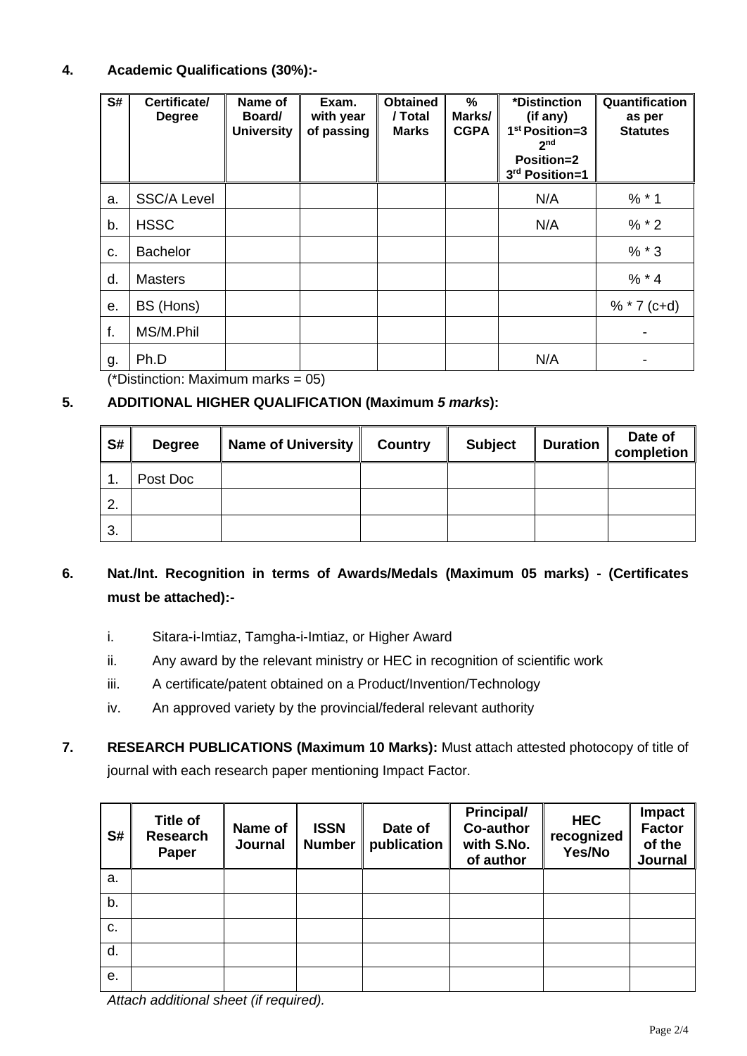**4. Academic Qualifications (30%):-**

| S# | Certificate/ Degree | Name of Board/ University | Exam. with year of passing | Obtained / Total Marks | % Marks/ CGPA | *Distinction (if any) 1st Position=3 2nd Position=2 3rd Position=1 | Quantification as per Statutes |
|---|---|---|---|---|---|---|---|
| a. | SSC/A Level | | | | | N/A | % * 1 |
| b. | HSSC | | | | | N/A | % * 2 |
| c. | Bachelor | | | | | | % * 3 |
| d. | Masters | | | | | | % * 4 |
| e. | BS (Hons) | | | | | | % * 7 (c+d) |
| f. | MS/M.Phil | | | | | | - |
| g. | Ph.D | | | | | N/A | - |

(*Distinction: Maximum marks = 05)

**5. ADDITIONAL HIGHER QUALIFICATION (Maximum *5 marks*):**

| S# | Degree | Name of University | Country | Subject | Duration | Date of completion |
|---|---|---|---|---|---|---|
| 1. | Post Doc | | | | | |
| 2. | | | | | | |
| 3. | | | | | | |

**6. Nat./Int. Recognition in terms of Awards/Medals (Maximum 05 marks) - (Certificates must be attached):-**

i. Sitara-i-Imtiaz, Tamgha-i-Imtiaz, or Higher Award

ii. Any award by the relevant ministry or HEC in recognition of scientific work

iii. A certificate/patent obtained on a Product/Invention/Technology

iv. An approved variety by the provincial/federal relevant authority

**7. RESEARCH PUBLICATIONS (Maximum 10 Marks):** Must attach attested photocopy of title of journal with each research paper mentioning Impact Factor.

| S# | Title of Research Paper | Name of Journal | ISSN Number | Date of publication | Principal/ Co-author with S.No. of author | HEC recognized Yes/No | Impact Factor of the Journal |
|---|---|---|---|---|---|---|---|
| a. | | | | | | | |
| b. | | | | | | | |
| c. | | | | | | | |
| d. | | | | | | | |
| e. | | | | | | | |

*Attach additional sheet (if required).*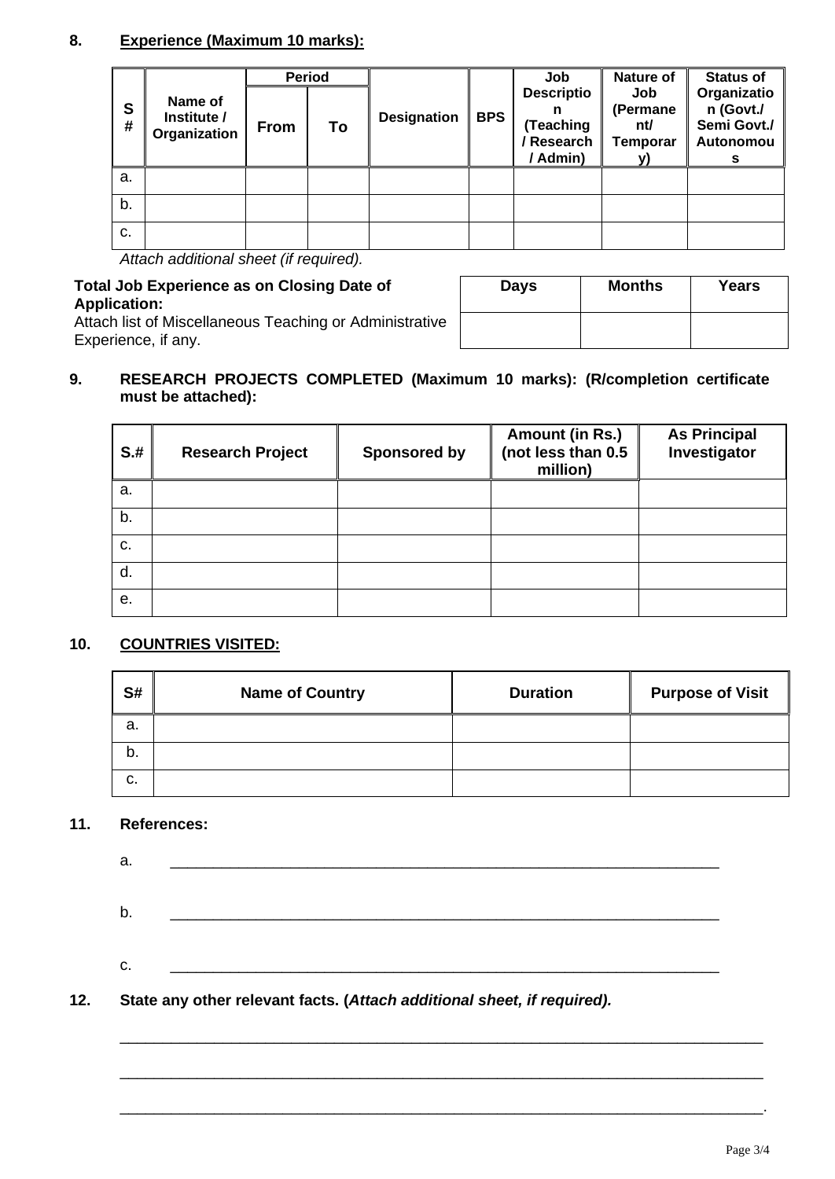**8. Experience (Maximum 10 marks):**

| S# | Name of Institute / Organization | Period | | Designation | BPS | Job Description (Teaching / Research / Admin) | Nature of Job (Permanent/ Temporary) | Status of Organization (Govt./ Semi Govt./ Autonomous |
|---|---|---|---|---|---|---|---|---|
| | | From | To | | | | | |
| a. | | | | | | | | |
| b. | | | | | | | | |
| c. | | | | | | | | |

*Attach additional sheet (if required).*

**Total Job Experience as on Closing Date of Application:**
Attach list of Miscellaneous Teaching or Administrative Experience, if any.

| Days | Months | Years |
|---|---|---|
| | | |

**9. RESEARCH PROJECTS COMPLETED (Maximum 10 marks): (R/completion certificate must be attached):**

| S.# | Research Project | Sponsored by | Amount (in Rs.) (not less than 0.5 million) | As Principal Investigator |
|---|---|---|---|---|
| a. | | | | |
| b. | | | | |
| c. | | | | |
| d. | | | | |
| e. | | | | |

**10. COUNTRIES VISITED:**

| S# | Name of Country | Duration | Purpose of Visit |
|---|---|---|---|
| a. | | | |
| b. | | | |
| c. | | | |

**11. References:**

a. ________________________________________________

b. ________________________________________________

c. ________________________________________________

**12. State any other relevant facts. (*Attach additional sheet, if required).***

______________________________________________________

______________________________________________________

______________________________________________________.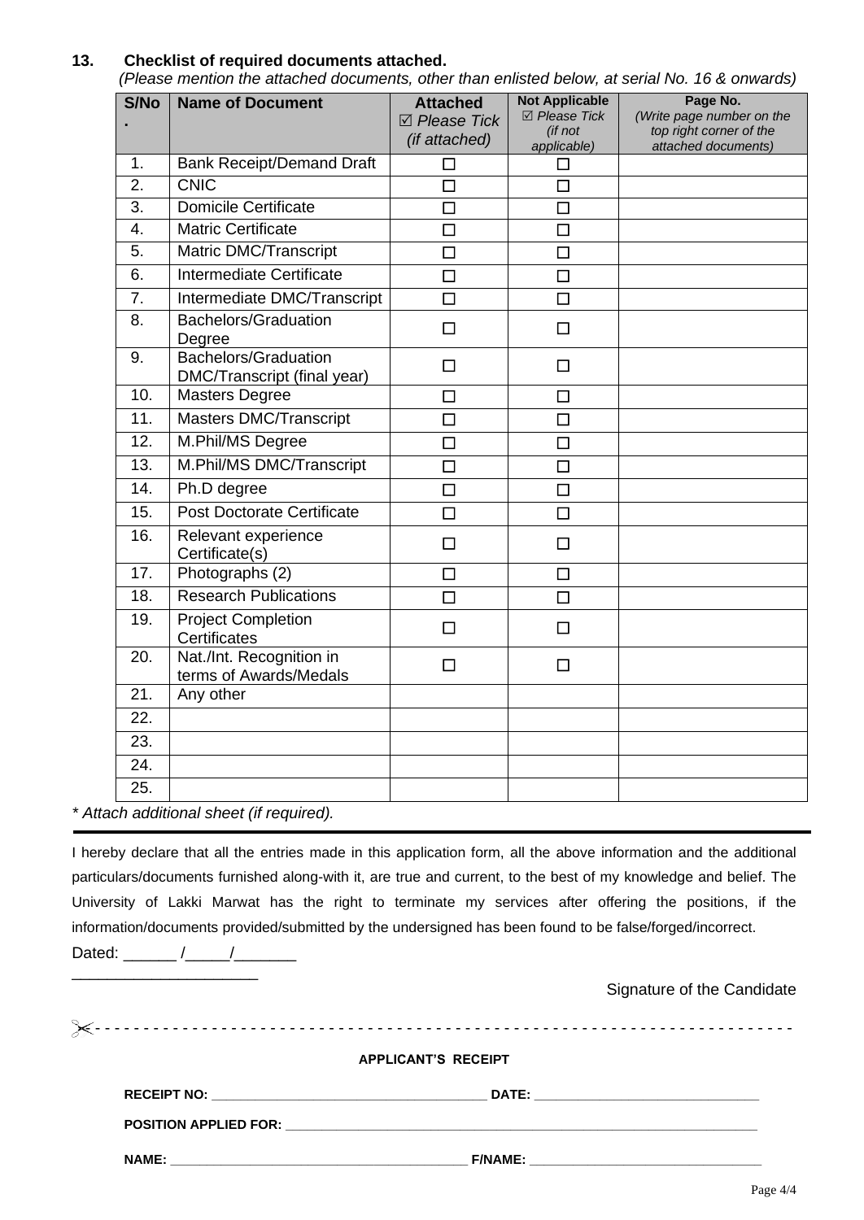**13. Checklist of required documents attached.**

*(Please mention the attached documents, other than enlisted below, at serial No. 16 & onwards)*

| S/No. | Name of Document | Attached ☑ *Please Tick (if attached)* | Not Applicable ☑ *Please Tick (if not applicable)* | Page No. *(Write page number on the top right corner of the attached documents)* |
|---|---|---|---|---|
| 1. | Bank Receipt/Demand Draft | ☐ | ☐ | |
| 2. | CNIC | ☐ | ☐ | |
| 3. | Domicile Certificate | ☐ | ☐ | |
| 4. | Matric Certificate | ☐ | ☐ | |
| 5. | Matric DMC/Transcript | ☐ | ☐ | |
| 6. | Intermediate Certificate | ☐ | ☐ | |
| 7. | Intermediate DMC/Transcript | ☐ | ☐ | |
| 8. | Bachelors/Graduation Degree | ☐ | ☐ | |
| 9. | Bachelors/Graduation DMC/Transcript (final year) | ☐ | ☐ | |
| 10. | Masters Degree | ☐ | ☐ | |
| 11. | Masters DMC/Transcript | ☐ | ☐ | |
| 12. | M.Phil/MS Degree | ☐ | ☐ | |
| 13. | M.Phil/MS DMC/Transcript | ☐ | ☐ | |
| 14. | Ph.D degree | ☐ | ☐ | |
| 15. | Post Doctorate Certificate | ☐ | ☐ | |
| 16. | Relevant experience Certificate(s) | ☐ | ☐ | |
| 17. | Photographs (2) | ☐ | ☐ | |
| 18. | Research Publications | ☐ | ☐ | |
| 19. | Project Completion Certificates | ☐ | ☐ | |
| 20. | Nat./Int. Recognition in terms of Awards/Medals | ☐ | ☐ | |
| 21. | Any other | | | |
| 22. | | | | |
| 23. | | | | |
| 24. | | | | |
| 25. | | | | |

*\* Attach additional sheet (if required).*

---

I hereby declare that all the entries made in this application form, all the above information and the additional particulars/documents furnished along-with it, are true and current, to the best of my knowledge and belief. The University of Lakki Marwat has the right to terminate my services after offering the positions, if the information/documents provided/submitted by the undersigned has been found to be false/forged/incorrect.

Dated: ______ /_____/_______

_____________________

Signature of the Candidate

✂- - - - - - - - - - - - - - - - - - - - - - - - - - - - - - - - - - - - - - - - - - - - - - - - - - - - - - - - - - - - - - - - - - - -

**APPLICANT'S RECEIPT**

**RECEIPT NO:** ____________________________________ **DATE:** ______________________________

**POSITION APPLIED FOR:** ___________________________________________________________________

**NAME:** ________________________________________ **F/NAME:** _______________________________